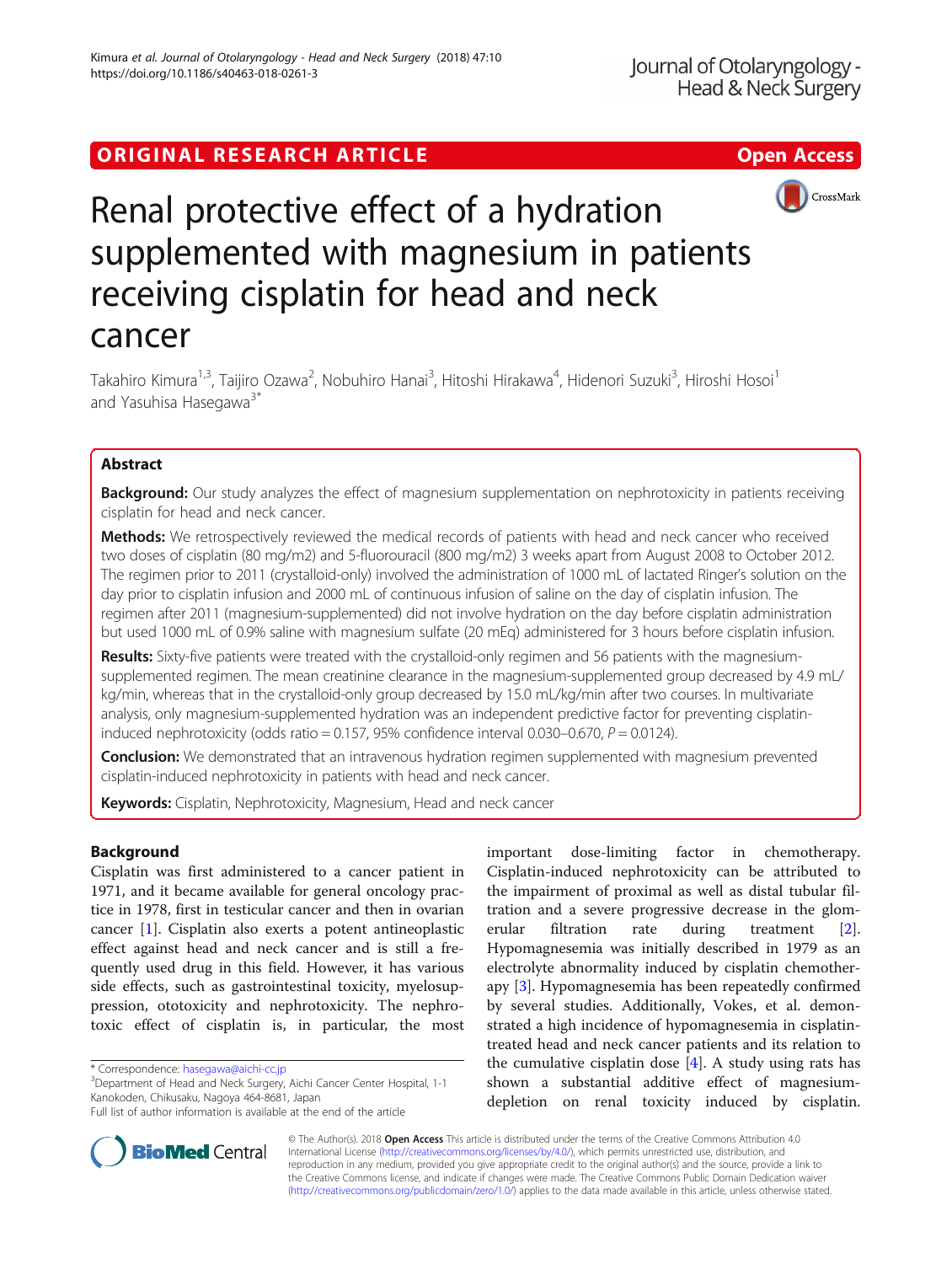# Renal protective effect of a hydration supplemented with magnesium in patients receiving cisplatin for head and neck cancer

Takahiro Kimura[1,3], Taijiro Ozawa[2], Nobuhiro Hanai[3], Hitoshi Hirakawa[4], Hidenori Suzuki[3], Hiroshi Hosoi[1] and Yasuhisa Hasegawa[3*]

## Abstract

**Background:** Our study analyzes the effect of magnesium supplementation on nephrotoxicity in patients receiving cisplatin for head and neck cancer.

**Methods:** We retrospectively reviewed the medical records of patients with head and neck cancer who received two doses of cisplatin (80 mg/m2) and 5-fluorouracil (800 mg/m2) 3 weeks apart from August 2008 to October 2012. The regimen prior to 2011 (crystalloid-only) involved the administration of 1000 mL of lactated Ringer's solution on the day prior to cisplatin infusion and 2000 mL of continuous infusion of saline on the day of cisplatin infusion. The regimen after 2011 (magnesium-supplemented) did not involve hydration on the day before cisplatin administration but used 1000 mL of 0.9% saline with magnesium sulfate (20 mEq) administered for 3 hours before cisplatin infusion.

**Results:** Sixty-five patients were treated with the crystalloid-only regimen and 56 patients with the magnesium-supplemented regimen. The mean creatinine clearance in the magnesium-supplemented group decreased by 4.9 mL/kg/min, whereas that in the crystalloid-only group decreased by 15.0 mL/kg/min after two courses. In multivariate analysis, only magnesium-supplemented hydration was an independent predictive factor for preventing cisplatin-induced nephrotoxicity (odds ratio = 0.157, 95% confidence interval 0.030–0.670, $P = 0.0124$).

**Conclusion:** We demonstrated that an intravenous hydration regimen supplemented with magnesium prevented cisplatin-induced nephrotoxicity in patients with head and neck cancer.

**Keywords:** Cisplatin, Nephrotoxicity, Magnesium, Head and neck cancer

## Background

Cisplatin was first administered to a cancer patient in 1971, and it became available for general oncology practice in 1978, first in testicular cancer and then in ovarian cancer [1]. Cisplatin also exerts a potent antineoplastic effect against head and neck cancer and is still a frequently used drug in this field. However, it has various side effects, such as gastrointestinal toxicity, myelosuppression, ototoxicity and nephrotoxicity. The nephrotoxic effect of cisplatin is, in particular, the most important dose-limiting factor in chemotherapy. Cisplatin-induced nephrotoxicity can be attributed to the impairment of proximal as well as distal tubular filtration and a severe progressive decrease in the glomerular filtration rate during treatment [2]. Hypomagnesemia was initially described in 1979 as an electrolyte abnormality induced by cisplatin chemotherapy [3]. Hypomagnesemia has been repeatedly confirmed by several studies. Additionally, Vokes, et al. demonstrated a high incidence of hypomagnesemia in cisplatin-treated head and neck cancer patients and its relation to the cumulative cisplatin dose [4]. A study using rats has shown a substantial additive effect of magnesium-depletion on renal toxicity induced by cisplatin.

\* Correspondence: hasegawa@aichi-cc.jp
[3]Department of Head and Neck Surgery, Aichi Cancer Center Hospital, 1-1 Kanokoden, Chikusaku, Nagoya 464-8681, Japan
Full list of author information is available at the end of the article

© The Author(s). 2018 **Open Access** This article is distributed under the terms of the Creative Commons Attribution 4.0 International License (http://creativecommons.org/licenses/by/4.0/), which permits unrestricted use, distribution, and reproduction in any medium, provided you give appropriate credit to the original author(s) and the source, provide a link to the Creative Commons license, and indicate if changes were made. The Creative Commons Public Domain Dedication waiver (http://creativecommons.org/publicdomain/zero/1.0/) applies to the data made available in this article, unless otherwise stated.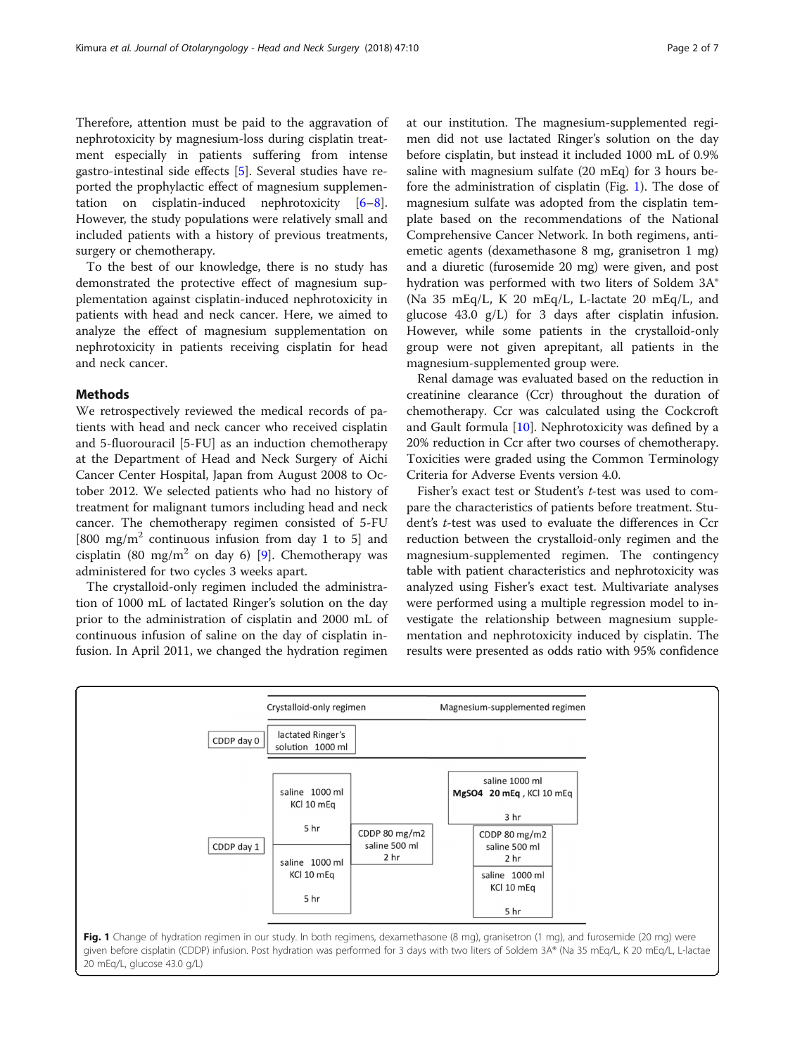Therefore, attention must be paid to the aggravation of nephrotoxicity by magnesium-loss during cisplatin treatment especially in patients suffering from intense gastro-intestinal side effects [5]. Several studies have reported the prophylactic effect of magnesium supplementation on cisplatin-induced nephrotoxicity [6–8]. However, the study populations were relatively small and included patients with a history of previous treatments, surgery or chemotherapy.

To the best of our knowledge, there is no study has demonstrated the protective effect of magnesium supplementation against cisplatin-induced nephrotoxicity in patients with head and neck cancer. Here, we aimed to analyze the effect of magnesium supplementation on nephrotoxicity in patients receiving cisplatin for head and neck cancer.

## Methods

We retrospectively reviewed the medical records of patients with head and neck cancer who received cisplatin and 5-fluorouracil [5-FU] as an induction chemotherapy at the Department of Head and Neck Surgery of Aichi Cancer Center Hospital, Japan from August 2008 to October 2012. We selected patients who had no history of treatment for malignant tumors including head and neck cancer. The chemotherapy regimen consisted of 5-FU [800 mg/m$^2$ continuous infusion from day 1 to 5] and cisplatin (80 mg/m$^2$ on day 6) [9]. Chemotherapy was administered for two cycles 3 weeks apart.

The crystalloid-only regimen included the administration of 1000 mL of lactated Ringer's solution on the day prior to the administration of cisplatin and 2000 mL of continuous infusion of saline on the day of cisplatin infusion. In April 2011, we changed the hydration regimen at our institution. The magnesium-supplemented regimen did not use lactated Ringer's solution on the day before cisplatin, but instead it included 1000 mL of 0.9% saline with magnesium sulfate (20 mEq) for 3 hours before the administration of cisplatin (Fig. 1). The dose of magnesium sulfate was adopted from the cisplatin template based on the recommendations of the National Comprehensive Cancer Network. In both regimens, antiemetic agents (dexamethasone 8 mg, granisetron 1 mg) and a diuretic (furosemide 20 mg) were given, and post hydration was performed with two liters of Soldem 3A® (Na 35 mEq/L, K 20 mEq/L, L-lactate 20 mEq/L, and glucose 43.0 g/L) for 3 days after cisplatin infusion. However, while some patients in the crystalloid-only group were not given aprepitant, all patients in the magnesium-supplemented group were.

Renal damage was evaluated based on the reduction in creatinine clearance (Ccr) throughout the duration of chemotherapy. Ccr was calculated using the Cockcroft and Gault formula [10]. Nephrotoxicity was defined by a 20% reduction in Ccr after two courses of chemotherapy. Toxicities were graded using the Common Terminology Criteria for Adverse Events version 4.0.

Fisher's exact test or Student's *t*-test was used to compare the characteristics of patients before treatment. Student's *t*-test was used to evaluate the differences in Ccr reduction between the crystalloid-only regimen and the magnesium-supplemented regimen. The contingency table with patient characteristics and nephrotoxicity was analyzed using Fisher's exact test. Multivariate analyses were performed using a multiple regression model to investigate the relationship between magnesium supplementation and nephrotoxicity induced by cisplatin. The results were presented as odds ratio with 95% confidence

| | Crystalloid-only regimen | | Magnesium-supplemented regimen | |
|---|---|---|---|---|
| CDDP day 0 | lactated Ringer's solution 1000 ml | | | |
| CDDP day 1 | saline 1000 ml, KCl 10 mEq, 5 hr → saline 1000 ml, KCl 10 mEq, 5 hr | CDDP 80 mg/m2, saline 500 ml, 2 hr | saline 1000 ml, **MgSO4 20 mEq**, KCl 10 mEq, 3 hr | CDDP 80 mg/m2, saline 500 ml, 2 hr → saline 1000 ml, KCl 10 mEq, 5 hr |

**Fig. 1** Change of hydration regimen in our study. In both regimens, dexamethasone (8 mg), granisetron (1 mg), and furosemide (20 mg) were given before cisplatin (CDDP) infusion. Post hydration was performed for 3 days with two liters of Soldem 3A® (Na 35 mEq/L, K 20 mEq/L, L-lactae 20 mEq/L, glucose 43.0 g/L)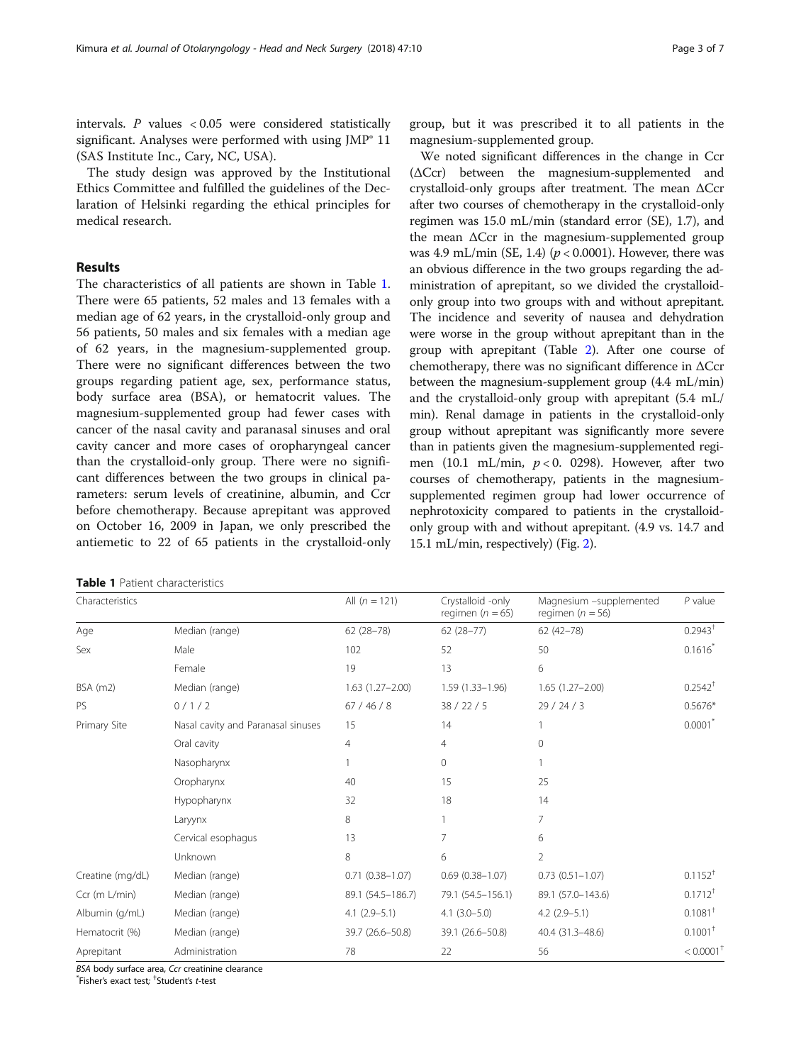intervals. $P$ values < 0.05 were considered statistically significant. Analyses were performed with using JMP® 11 (SAS Institute Inc., Cary, NC, USA).

The study design was approved by the Institutional Ethics Committee and fulfilled the guidelines of the Declaration of Helsinki regarding the ethical principles for medical research.

## Results

The characteristics of all patients are shown in Table 1. There were 65 patients, 52 males and 13 females with a median age of 62 years, in the crystalloid-only group and 56 patients, 50 males and six females with a median age of 62 years, in the magnesium-supplemented group. There were no significant differences between the two groups regarding patient age, sex, performance status, body surface area (BSA), or hematocrit values. The magnesium-supplemented group had fewer cases with cancer of the nasal cavity and paranasal sinuses and oral cavity cancer and more cases of oropharyngeal cancer than the crystalloid-only group. There were no significant differences between the two groups in clinical parameters: serum levels of creatinine, albumin, and Ccr before chemotherapy. Because aprepitant was approved on October 16, 2009 in Japan, we only prescribed the antiemetic to 22 of 65 patients in the crystalloid-only group, but it was prescribed it to all patients in the magnesium-supplemented group.

We noted significant differences in the change in Ccr (ΔCcr) between the magnesium-supplemented and crystalloid-only groups after treatment. The mean ΔCcr after two courses of chemotherapy in the crystalloid-only regimen was 15.0 mL/min (standard error (SE), 1.7), and the mean ΔCcr in the magnesium-supplemented group was 4.9 mL/min (SE, 1.4) ($p < 0.0001$). However, there was an obvious difference in the two groups regarding the administration of aprepitant, so we divided the crystalloid-only group into two groups with and without aprepitant. The incidence and severity of nausea and dehydration were worse in the group without aprepitant than in the group with aprepitant (Table 2). After one course of chemotherapy, there was no significant difference in ΔCcr between the magnesium-supplement group (4.4 mL/min) and the crystalloid-only group with aprepitant (5.4 mL/min). Renal damage in patients in the crystalloid-only group without aprepitant was significantly more severe than in patients given the magnesium-supplemented regimen (10.1 mL/min, $p < 0.0298$). However, after two courses of chemotherapy, patients in the magnesium-supplemented regimen group had lower occurrence of nephrotoxicity compared to patients in the crystalloid-only group with and without aprepitant. (4.9 vs. 14.7 and 15.1 mL/min, respectively) (Fig. 2).

**Table 1** Patient characteristics

| Characteristics | | All ($n$ = 121) | Crystalloid -only regimen ($n$ = 65) | Magnesium –supplemented regimen ($n$ = 56) | $P$ value |
|---|---|---|---|---|---|
| Age | Median (range) | 62 (28–78) | 62 (28–77) | 62 (42–78) | 0.2943[†] |
| Sex | Male | 102 | 52 | 50 | 0.1616[*] |
| | Female | 19 | 13 | 6 | |
| BSA (m2) | Median (range) | 1.63 (1.27–2.00) | 1.59 (1.33–1.96) | 1.65 (1.27–2.00) | 0.2542[†] |
| PS | 0 / 1 / 2 | 67 / 46 / 8 | 38 / 22 / 5 | 29 / 24 / 3 | 0.5676* |
| Primary Site | Nasal cavity and Paranasal sinuses | 15 | 14 | 1 | 0.0001[*] |
| | Oral cavity | 4 | 4 | 0 | |
| | Nasopharynx | 1 | 0 | 1 | |
| | Oropharynx | 40 | 15 | 25 | |
| | Hypopharynx | 32 | 18 | 14 | |
| | Laryynx | 8 | 1 | 7 | |
| | Cervical esophagus | 13 | 7 | 6 | |
| | Unknown | 8 | 6 | 2 | |
| Creatine (mg/dL) | Median (range) | 0.71 (0.38–1.07) | 0.69 (0.38–1.07) | 0.73 (0.51–1.07) | 0.1152[†] |
| Ccr (m L/min) | Median (range) | 89.1 (54.5–186.7) | 79.1 (54.5–156.1) | 89.1 (57.0–143.6) | 0.1712[†] |
| Albumin (g/mL) | Median (range) | 4.1 (2.9–5.1) | 4.1 (3.0–5.0) | 4.2 (2.9–5.1) | 0.1081[†] |
| Hematocrit (%) | Median (range) | 39.7 (26.6–50.8) | 39.1 (26.6–50.8) | 40.4 (31.3–48.6) | 0.1001[†] |
| Aprepitant | Administration | 78 | 22 | 56 | < 0.0001[†] |

*BSA* body surface area, *Ccr* creatinine clearance
[*]Fisher's exact test; [†]Student's *t*-test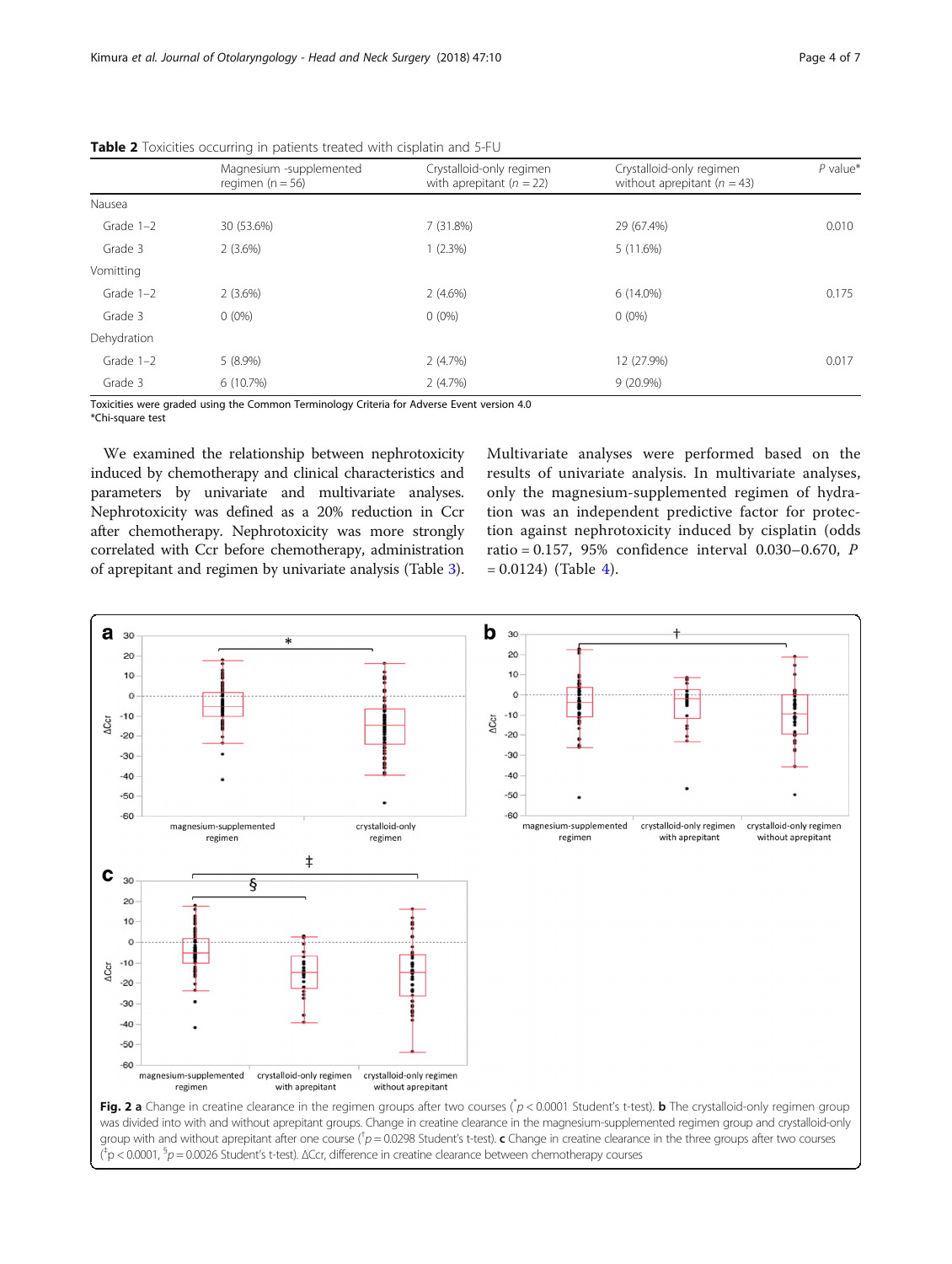**Table 2** Toxicities occurring in patients treated with cisplatin and 5-FU

| | Magnesium -supplemented regimen (n = 56) | Crystalloid-only regimen with aprepitant (*n* = 22) | Crystalloid-only regimen without aprepitant (*n* = 43) | *P* value* |
|---|---|---|---|---|
| Nausea | | | | |
| Grade 1–2 | 30 (53.6%) | 7 (31.8%) | 29 (67.4%) | 0.010 |
| Grade 3 | 2 (3.6%) | 1 (2.3%) | 5 (11.6%) | |
| Vomitting | | | | |
| Grade 1–2 | 2 (3.6%) | 2 (4.6%) | 6 (14.0%) | 0.175 |
| Grade 3 | 0 (0%) | 0 (0%) | 0 (0%) | |
| Dehydration | | | | |
| Grade 1–2 | 5 (8.9%) | 2 (4.7%) | 12 (27.9%) | 0.017 |
| Grade 3 | 6 (10.7%) | 2 (4.7%) | 9 (20.9%) | |

Toxicities were graded using the Common Terminology Criteria for Adverse Event version 4.0
*Chi-square test

We examined the relationship between nephrotoxicity induced by chemotherapy and clinical characteristics and parameters by univariate and multivariate analyses. Nephrotoxicity was defined as a 20% reduction in Ccr after chemotherapy. Nephrotoxicity was more strongly correlated with Ccr before chemotherapy, administration of aprepitant and regimen by univariate analysis (Table 3). Multivariate analyses were performed based on the results of univariate analysis. In multivariate analyses, only the magnesium-supplemented regimen of hydration was an independent predictive factor for protection against nephrotoxicity induced by cisplatin (odds ratio = 0.157, 95% confidence interval 0.030–0.670, *P* = 0.0124) (Table 4).

**Fig. 2** **a** Change in creatine clearance in the regimen groups after two courses (*$p < 0.0001$ Student's t-test). **b** The crystalloid-only regimen group was divided into with and without aprepitant groups. Change in creatine clearance in the magnesium-supplemented regimen group and crystalloid-only group with and without aprepitant after one course (†$p = 0.0298$ Student's t-test). **c** Change in creatine clearance in the three groups after two courses (‡$p < 0.0001$, §$p = 0.0026$ Student's t-test). ΔCcr, difference in creatine clearance between chemotherapy courses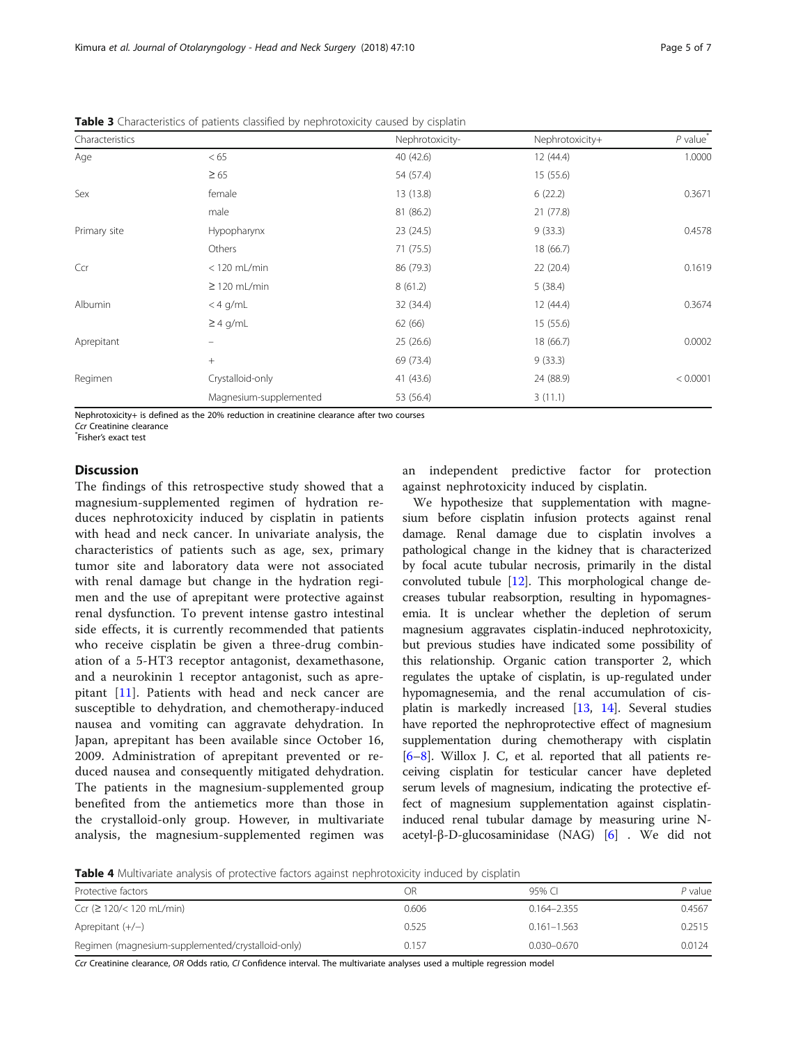**Table 3** Characteristics of patients classified by nephrotoxicity caused by cisplatin

| Characteristics | | Nephrotoxicity- | Nephrotoxicity+ | *P* value* |
|---|---|---|---|---|
| Age | < 65 | 40 (42.6) | 12 (44.4) | 1.0000 |
| | ≥ 65 | 54 (57.4) | 15 (55.6) | |
| Sex | female | 13 (13.8) | 6 (22.2) | 0.3671 |
| | male | 81 (86.2) | 21 (77.8) | |
| Primary site | Hypopharynx | 23 (24.5) | 9 (33.3) | 0.4578 |
| | Others | 71 (75.5) | 18 (66.7) | |
| Ccr | < 120 mL/min | 86 (79.3) | 22 (20.4) | 0.1619 |
| | ≥ 120 mL/min | 8 (61.2) | 5 (38.4) | |
| Albumin | < 4 g/mL | 32 (34.4) | 12 (44.4) | 0.3674 |
| | ≥ 4 g/mL | 62 (66) | 15 (55.6) | |
| Aprepitant | – | 25 (26.6) | 18 (66.7) | 0.0002 |
| | + | 69 (73.4) | 9 (33.3) | |
| Regimen | Crystalloid-only | 41 (43.6) | 24 (88.9) | < 0.0001 |
| | Magnesium-supplemented | 53 (56.4) | 3 (11.1) | |

Nephrotoxicity+ is defined as the 20% reduction in creatinine clearance after two courses

*Ccr* Creatinine clearance

*Fisher's exact test

## Discussion

The findings of this retrospective study showed that a magnesium-supplemented regimen of hydration reduces nephrotoxicity induced by cisplatin in patients with head and neck cancer. In univariate analysis, the characteristics of patients such as age, sex, primary tumor site and laboratory data were not associated with renal damage but change in the hydration regimen and the use of aprepitant were protective against renal dysfunction. To prevent intense gastro intestinal side effects, it is currently recommended that patients who receive cisplatin be given a three-drug combination of a 5-HT3 receptor antagonist, dexamethasone, and a neurokinin 1 receptor antagonist, such as aprepitant [11]. Patients with head and neck cancer are susceptible to dehydration, and chemotherapy-induced nausea and vomiting can aggravate dehydration. In Japan, aprepitant has been available since October 16, 2009. Administration of aprepitant prevented or reduced nausea and consequently mitigated dehydration. The patients in the magnesium-supplemented group benefited from the antiemetics more than those in the crystalloid-only group. However, in multivariate analysis, the magnesium-supplemented regimen was an independent predictive factor for protection against nephrotoxicity induced by cisplatin.

We hypothesize that supplementation with magnesium before cisplatin infusion protects against renal damage. Renal damage due to cisplatin involves a pathological change in the kidney that is characterized by focal acute tubular necrosis, primarily in the distal convoluted tubule [12]. This morphological change decreases tubular reabsorption, resulting in hypomagnesemia. It is unclear whether the depletion of serum magnesium aggravates cisplatin-induced nephrotoxicity, but previous studies have indicated some possibility of this relationship. Organic cation transporter 2, which regulates the uptake of cisplatin, is up-regulated under hypomagnesemia, and the renal accumulation of cisplatin is markedly increased [13, 14]. Several studies have reported the nephroprotective effect of magnesium supplementation during chemotherapy with cisplatin [6–8]. Willox J. C, et al. reported that all patients receiving cisplatin for testicular cancer have depleted serum levels of magnesium, indicating the protective effect of magnesium supplementation against cisplatin-induced renal tubular damage by measuring urine N-acetyl-β-D-glucosaminidase (NAG) [6] . We did not

**Table 4** Multivariate analysis of protective factors against nephrotoxicity induced by cisplatin

| Protective factors | OR | 95% CI | *P* value |
|---|---|---|---|
| Ccr (≥ 120/< 120 mL/min) | 0.606 | 0.164–2.355 | 0.4567 |
| Aprepitant (+/−) | 0.525 | 0.161–1.563 | 0.2515 |
| Regimen (magnesium-supplemented/crystalloid-only) | 0.157 | 0.030–0.670 | 0.0124 |

*Ccr* Creatinine clearance, *OR* Odds ratio, *CI* Confidence interval. The multivariate analyses used a multiple regression model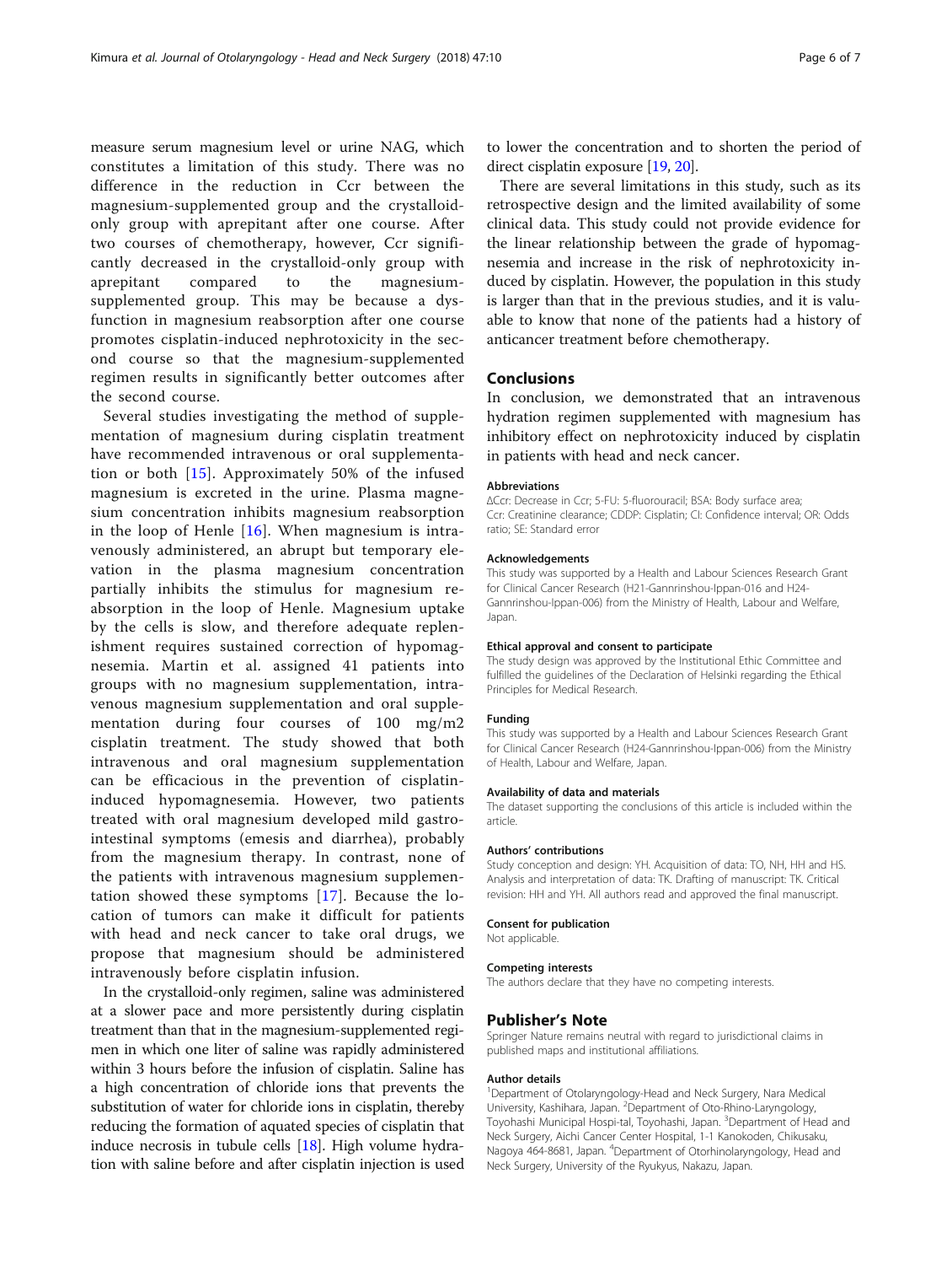measure serum magnesium level or urine NAG, which constitutes a limitation of this study. There was no difference in the reduction in Ccr between the magnesium-supplemented group and the crystalloid-only group with aprepitant after one course. After two courses of chemotherapy, however, Ccr significantly decreased in the crystalloid-only group with aprepitant compared to the magnesium-supplemented group. This may be because a dysfunction in magnesium reabsorption after one course promotes cisplatin-induced nephrotoxicity in the second course so that the magnesium-supplemented regimen results in significantly better outcomes after the second course.

Several studies investigating the method of supplementation of magnesium during cisplatin treatment have recommended intravenous or oral supplementation or both [15]. Approximately 50% of the infused magnesium is excreted in the urine. Plasma magnesium concentration inhibits magnesium reabsorption in the loop of Henle [16]. When magnesium is intravenously administered, an abrupt but temporary elevation in the plasma magnesium concentration partially inhibits the stimulus for magnesium reabsorption in the loop of Henle. Magnesium uptake by the cells is slow, and therefore adequate replenishment requires sustained correction of hypomagnesemia. Martin et al. assigned 41 patients into groups with no magnesium supplementation, intravenous magnesium supplementation and oral supplementation during four courses of 100 mg/m2 cisplatin treatment. The study showed that both intravenous and oral magnesium supplementation can be efficacious in the prevention of cisplatin-induced hypomagnesemia. However, two patients treated with oral magnesium developed mild gastrointestinal symptoms (emesis and diarrhea), probably from the magnesium therapy. In contrast, none of the patients with intravenous magnesium supplementation showed these symptoms [17]. Because the location of tumors can make it difficult for patients with head and neck cancer to take oral drugs, we propose that magnesium should be administered intravenously before cisplatin infusion.

In the crystalloid-only regimen, saline was administered at a slower pace and more persistently during cisplatin treatment than that in the magnesium-supplemented regimen in which one liter of saline was rapidly administered within 3 hours before the infusion of cisplatin. Saline has a high concentration of chloride ions that prevents the substitution of water for chloride ions in cisplatin, thereby reducing the formation of aquated species of cisplatin that induce necrosis in tubule cells [18]. High volume hydration with saline before and after cisplatin injection is used to lower the concentration and to shorten the period of direct cisplatin exposure [19, 20].

There are several limitations in this study, such as its retrospective design and the limited availability of some clinical data. This study could not provide evidence for the linear relationship between the grade of hypomagnesemia and increase in the risk of nephrotoxicity induced by cisplatin. However, the population in this study is larger than that in the previous studies, and it is valuable to know that none of the patients had a history of anticancer treatment before chemotherapy.

## Conclusions

In conclusion, we demonstrated that an intravenous hydration regimen supplemented with magnesium has inhibitory effect on nephrotoxicity induced by cisplatin in patients with head and neck cancer.

#### Abbreviations

ΔCcr: Decrease in Ccr; 5-FU: 5-fluorouracil; BSA: Body surface area; Ccr: Creatinine clearance; CDDP: Cisplatin; CI: Confidence interval; OR: Odds ratio; SE: Standard error

#### Acknowledgements

This study was supported by a Health and Labour Sciences Research Grant for Clinical Cancer Research (H21-Gannrinshou-Ippan-016 and H24-Gannrinshou-Ippan-006) from the Ministry of Health, Labour and Welfare, Japan.

#### Ethical approval and consent to participate

The study design was approved by the Institutional Ethic Committee and fulfilled the guidelines of the Declaration of Helsinki regarding the Ethical Principles for Medical Research.

#### Funding

This study was supported by a Health and Labour Sciences Research Grant for Clinical Cancer Research (H24-Gannrinshou-Ippan-006) from the Ministry of Health, Labour and Welfare, Japan.

#### Availability of data and materials

The dataset supporting the conclusions of this article is included within the article.

#### Authors' contributions

Study conception and design: YH. Acquisition of data: TO, NH, HH and HS. Analysis and interpretation of data: TK. Drafting of manuscript: TK. Critical revision: HH and YH. All authors read and approved the final manuscript.

#### Consent for publication

Not applicable.

#### Competing interests

The authors declare that they have no competing interests.

## Publisher's Note

Springer Nature remains neutral with regard to jurisdictional claims in published maps and institutional affiliations.

#### Author details

[1]Department of Otolaryngology-Head and Neck Surgery, Nara Medical University, Kashihara, Japan. [2]Department of Oto-Rhino-Laryngology, Toyohashi Municipal Hospi-tal, Toyohashi, Japan. [3]Department of Head and Neck Surgery, Aichi Cancer Center Hospital, 1-1 Kanokoden, Chikusaku, Nagoya 464-8681, Japan. [4]Department of Otorhinolaryngology, Head and Neck Surgery, University of the Ryukyus, Nakazu, Japan.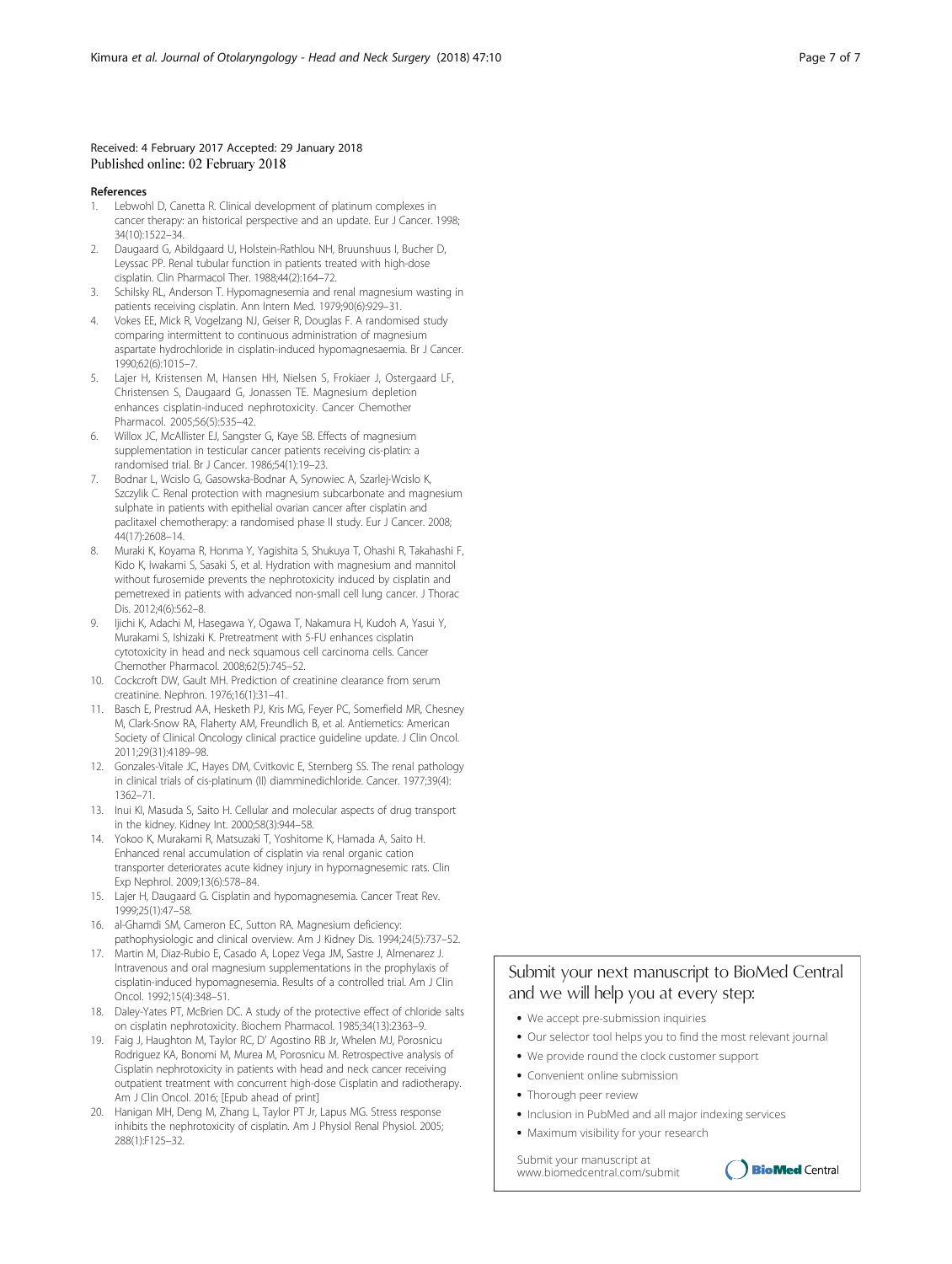Received: 4 February 2017 Accepted: 29 January 2018
Published online: 02 February 2018

## References

1. Lebwohl D, Canetta R. Clinical development of platinum complexes in cancer therapy: an historical perspective and an update. Eur J Cancer. 1998; 34(10):1522–34.
2. Daugaard G, Abildgaard U, Holstein-Rathlou NH, Bruunshuus I, Bucher D, Leyssac PP. Renal tubular function in patients treated with high-dose cisplatin. Clin Pharmacol Ther. 1988;44(2):164–72.
3. Schilsky RL, Anderson T. Hypomagnesemia and renal magnesium wasting in patients receiving cisplatin. Ann Intern Med. 1979;90(6):929–31.
4. Vokes EE, Mick R, Vogelzang NJ, Geiser R, Douglas F. A randomised study comparing intermittent to continuous administration of magnesium aspartate hydrochloride in cisplatin-induced hypomagnesaemia. Br J Cancer. 1990;62(6):1015–7.
5. Lajer H, Kristensen M, Hansen HH, Nielsen S, Frokiaer J, Ostergaard LF, Christensen S, Daugaard G, Jonassen TE. Magnesium depletion enhances cisplatin-induced nephrotoxicity. Cancer Chemother Pharmacol. 2005;56(5):535–42.
6. Willox JC, McAllister EJ, Sangster G, Kaye SB. Effects of magnesium supplementation in testicular cancer patients receiving cis-platin: a randomised trial. Br J Cancer. 1986;54(1):19–23.
7. Bodnar L, Wcislo G, Gasowska-Bodnar A, Synowiec A, Szarlej-Wcislo K, Szczylik C. Renal protection with magnesium subcarbonate and magnesium sulphate in patients with epithelial ovarian cancer after cisplatin and paclitaxel chemotherapy: a randomised phase II study. Eur J Cancer. 2008; 44(17):2608–14.
8. Muraki K, Koyama R, Honma Y, Yagishita S, Shukuya T, Ohashi R, Takahashi F, Kido K, Iwakami S, Sasaki S, et al. Hydration with magnesium and mannitol without furosemide prevents the nephrotoxicity induced by cisplatin and pemetrexed in patients with advanced non-small cell lung cancer. J Thorac Dis. 2012;4(6):562–8.
9. Ijichi K, Adachi M, Hasegawa Y, Ogawa T, Nakamura H, Kudoh A, Yasui Y, Murakami S, Ishizaki K. Pretreatment with 5-FU enhances cisplatin cytotoxicity in head and neck squamous cell carcinoma cells. Cancer Chemother Pharmacol. 2008;62(5):745–52.
10. Cockcroft DW, Gault MH. Prediction of creatinine clearance from serum creatinine. Nephron. 1976;16(1):31–41.
11. Basch E, Prestrud AA, Hesketh PJ, Kris MG, Feyer PC, Somerfield MR, Chesney M, Clark-Snow RA, Flaherty AM, Freundlich B, et al. Antiemetics: American Society of Clinical Oncology clinical practice guideline update. J Clin Oncol. 2011;29(31):4189–98.
12. Gonzales-Vitale JC, Hayes DM, Cvitkovic E, Sternberg SS. The renal pathology in clinical trials of cis-platinum (II) diamminedichloride. Cancer. 1977;39(4): 1362–71.
13. Inui KI, Masuda S, Saito H. Cellular and molecular aspects of drug transport in the kidney. Kidney Int. 2000;58(3):944–58.
14. Yokoo K, Murakami R, Matsuzaki T, Yoshitome K, Hamada A, Saito H. Enhanced renal accumulation of cisplatin via renal organic cation transporter deteriorates acute kidney injury in hypomagnesemic rats. Clin Exp Nephrol. 2009;13(6):578–84.
15. Lajer H, Daugaard G. Cisplatin and hypomagnesemia. Cancer Treat Rev. 1999;25(1):47–58.
16. al-Ghamdi SM, Cameron EC, Sutton RA. Magnesium deficiency: pathophysiologic and clinical overview. Am J Kidney Dis. 1994;24(5):737–52.
17. Martin M, Diaz-Rubio E, Casado A, Lopez Vega JM, Sastre J, Almenarez J. Intravenous and oral magnesium supplementations in the prophylaxis of cisplatin-induced hypomagnesemia. Results of a controlled trial. Am J Clin Oncol. 1992;15(4):348–51.
18. Daley-Yates PT, McBrien DC. A study of the protective effect of chloride salts on cisplatin nephrotoxicity. Biochem Pharmacol. 1985;34(13):2363–9.
19. Faig J, Haughton M, Taylor RC, D' Agostino RB Jr, Whelen MJ, Porosnicu Rodriguez KA, Bonomi M, Murea M, Porosnicu M. Retrospective analysis of Cisplatin nephrotoxicity in patients with head and neck cancer receiving outpatient treatment with concurrent high-dose Cisplatin and radiotherapy. Am J Clin Oncol. 2016; [Epub ahead of print]
20. Hanigan MH, Deng M, Zhang L, Taylor PT Jr, Lapus MG. Stress response inhibits the nephrotoxicity of cisplatin. Am J Physiol Renal Physiol. 2005; 288(1):F125–32.

Submit your next manuscript to BioMed Central and we will help you at every step:

- We accept pre-submission inquiries
- Our selector tool helps you to find the most relevant journal
- We provide round the clock customer support
- Convenient online submission
- Thorough peer review
- Inclusion in PubMed and all major indexing services
- Maximum visibility for your research

Submit your manuscript at www.biomedcentral.com/submit

BioMed Central